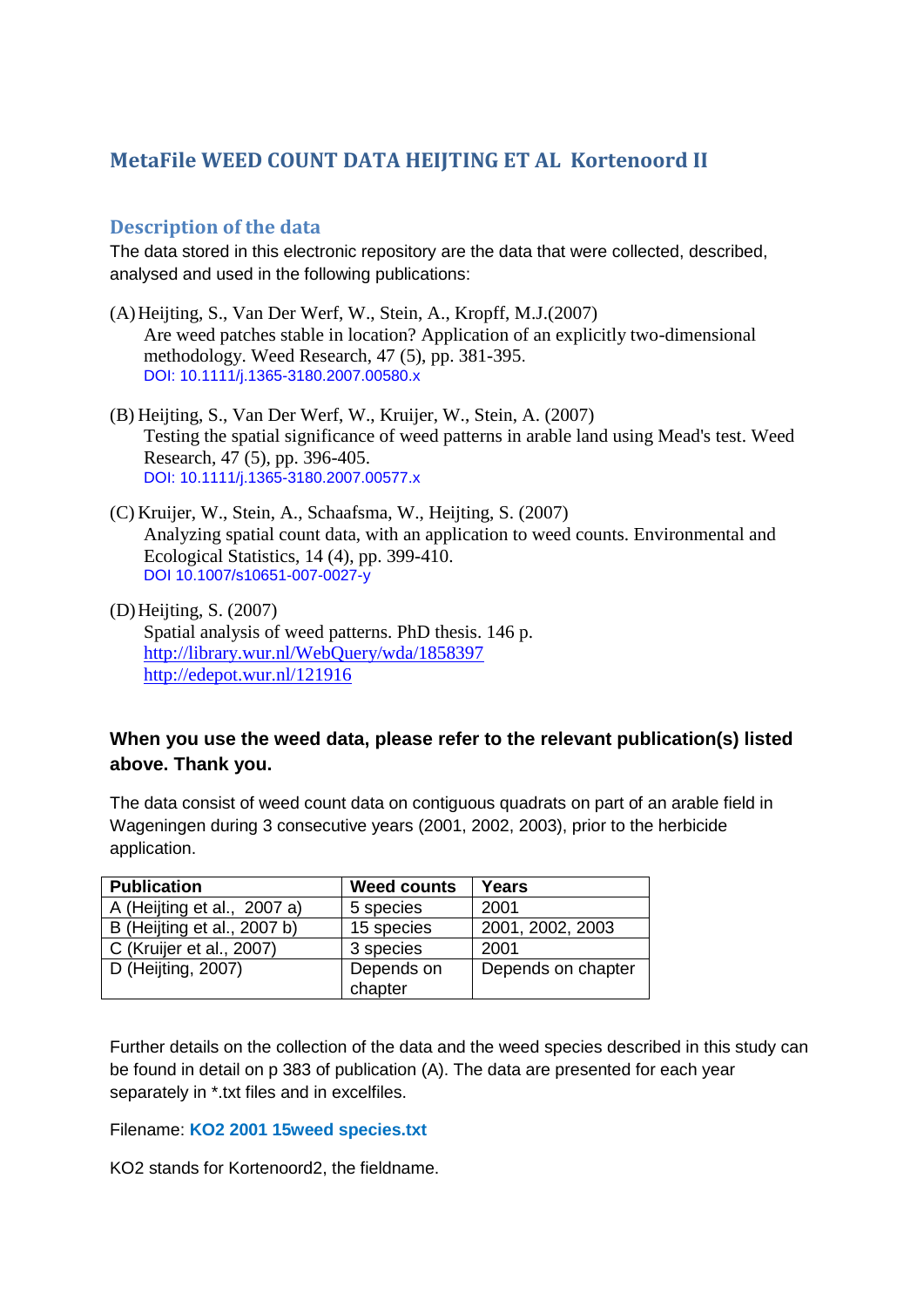# MetaFile WEED COUNT DATA HEIJTING ET AL Kortenoord II

## Description of the data

The data stored in this electronic repository are the data that were collected, described, analysed and used in the following publications:

(A) Heijting, S., Van Der Werf, W., Stein, A., Kropff, M.J.(2007)
Are weed patches stable in location? Application of an explicitly two-dimensional methodology. Weed Research, 47 (5), pp. 381-395.
DOI: 10.1111/j.1365-3180.2007.00580.x

(B) Heijting, S., Van Der Werf, W., Kruijer, W., Stein, A. (2007)
Testing the spatial significance of weed patterns in arable land using Mead's test. Weed Research, 47 (5), pp. 396-405.
DOI: 10.1111/j.1365-3180.2007.00577.x

(C) Kruijer, W., Stein, A., Schaafsma, W., Heijting, S. (2007)
Analyzing spatial count data, with an application to weed counts. Environmental and Ecological Statistics, 14 (4), pp. 399-410.
DOI 10.1007/s10651-007-0027-y

(D) Heijting, S. (2007)
Spatial analysis of weed patterns. PhD thesis. 146 p.
http://library.wur.nl/WebQuery/wda/1858397
http://edepot.wur.nl/121916

**When you use the weed data, please refer to the relevant publication(s) listed above. Thank you.**

The data consist of weed count data on contiguous quadrats on part of an arable field in Wageningen during 3 consecutive years (2001, 2002, 2003), prior to the herbicide application.

| Publication | Weed counts | Years |
|---|---|---|
| A (Heijting et al., 2007 a) | 5 species | 2001 |
| B (Heijting et al., 2007 b) | 15 species | 2001, 2002, 2003 |
| C (Kruijer et al., 2007) | 3 species | 2001 |
| D (Heijting, 2007) | Depends on chapter | Depends on chapter |

Further details on the collection of the data and the weed species described in this study can be found in detail on p 383 of publication (A). The data are presented for each year separately in *.txt files and in excelfiles.

Filename: **KO2 2001 15weed species.txt**

KO2 stands for Kortenoord2, the fieldname.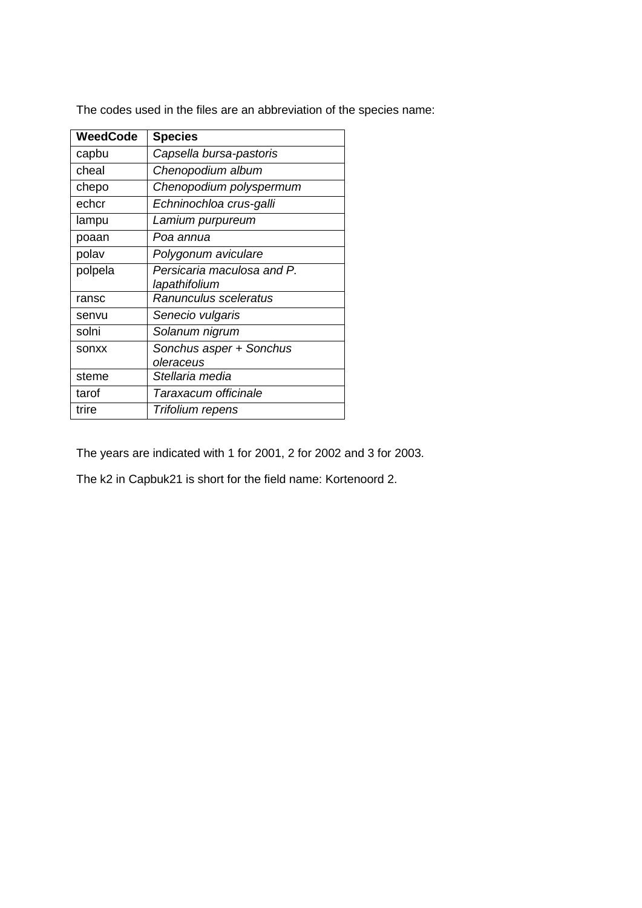The codes used in the files are an abbreviation of the species name:

| **WeedCode** | **Species** |
| --- | --- |
| capbu | *Capsella bursa-pastoris* |
| cheal | *Chenopodium album* |
| chepo | *Chenopodium polyspermum* |
| echcr | *Echninochloa crus-galli* |
| lampu | *Lamium purpureum* |
| poaan | *Poa annua* |
| polav | *Polygonum aviculare* |
| polpela | *Persicaria maculosa and P. lapathifolium* |
| ransc | *Ranunculus sceleratus* |
| senvu | *Senecio vulgaris* |
| solni | *Solanum nigrum* |
| sonxx | *Sonchus asper + Sonchus oleraceus* |
| steme | *Stellaria media* |
| tarof | *Taraxacum officinale* |
| trire | *Trifolium repens* |

The years are indicated with 1 for 2001, 2 for 2002 and 3 for 2003.

The k2 in Capbuk21 is short for the field name: Kortenoord 2.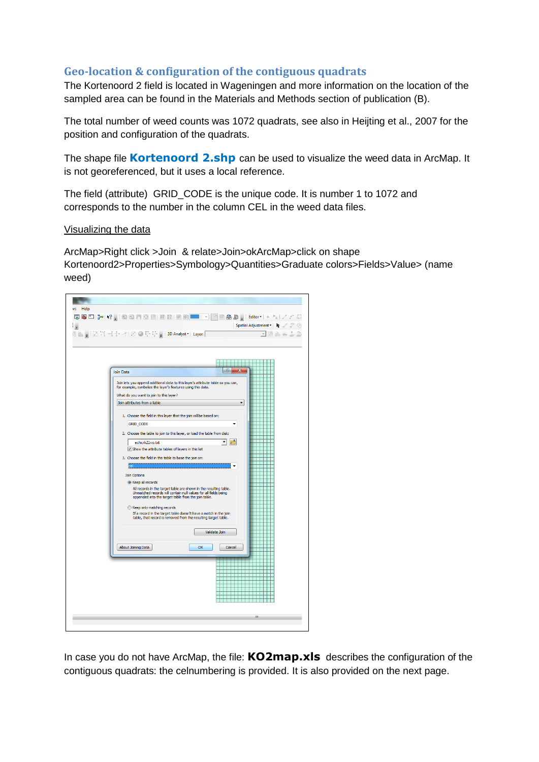## Geo-location & configuration of the contiguous quadrats

The Kortenoord 2 field is located in Wageningen and more information on the location of the sampled area can be found in the Materials and Methods section of publication (B).

The total number of weed counts was 1072 quadrats, see also in Heijting et al., 2007 for the position and configuration of the quadrats.

The shape file **Kortenoord 2.shp** can be used to visualize the weed data in ArcMap. It is not georeferenced, but it uses a local reference.

The field (attribute) GRID_CODE is the unique code. It is number 1 to 1072 and corresponds to the number in the column CEL in the weed data files.

Visualizing the data

ArcMap>Right click >Join & relate>Join>okArcMap>click on shape Kortenoord2>Properties>Symbology>Quantities>Graduate colors>Fields>Value> (name weed)

In case you do not have ArcMap, the file: **KO2map.xls** describes the configuration of the contiguous quadrats: the celnumbering is provided. It is also provided on the next page.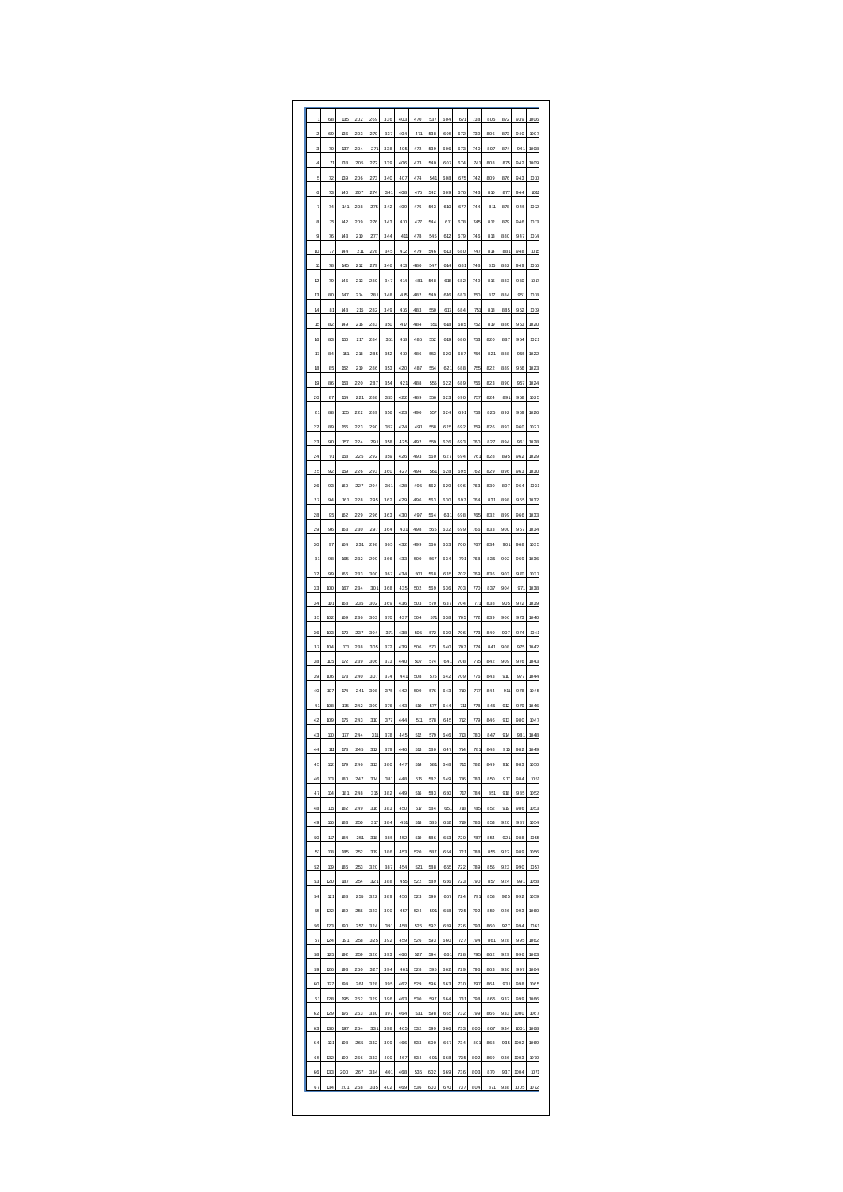| | | | | | | | | | | | | | | | |
|---|---|---|---|---|---|---|---|---|---|---|---|---|---|---|---|
| 1 | 68 | 135 | 202 | 269 | 336 | 403 | 470 | 537 | 604 | 671 | 738 | 805 | 872 | 939 | 1006 |
| 2 | 69 | 136 | 203 | 270 | 337 | 404 | 471 | 538 | 605 | 672 | 739 | 806 | 873 | 940 | 1007 |
| 3 | 70 | 137 | 204 | 271 | 338 | 405 | 472 | 539 | 606 | 673 | 740 | 807 | 874 | 941 | 1008 |
| 4 | 71 | 138 | 205 | 272 | 339 | 406 | 473 | 540 | 607 | 674 | 741 | 808 | 875 | 942 | 1009 |
| 5 | 72 | 139 | 206 | 273 | 340 | 407 | 474 | 541 | 608 | 675 | 742 | 809 | 876 | 943 | 1010 |
| 6 | 73 | 140 | 207 | 274 | 341 | 408 | 475 | 542 | 609 | 676 | 743 | 810 | 877 | 944 | 1011 |
| 7 | 74 | 141 | 208 | 275 | 342 | 409 | 476 | 543 | 610 | 677 | 744 | 811 | 878 | 945 | 1012 |
| 8 | 75 | 142 | 209 | 276 | 343 | 410 | 477 | 544 | 611 | 678 | 745 | 812 | 879 | 946 | 1013 |
| 9 | 76 | 143 | 210 | 277 | 344 | 411 | 478 | 545 | 612 | 679 | 746 | 813 | 880 | 947 | 1014 |
| 10 | 77 | 144 | 211 | 278 | 345 | 412 | 479 | 546 | 613 | 680 | 747 | 814 | 881 | 948 | 1015 |
| 11 | 78 | 145 | 212 | 279 | 346 | 413 | 480 | 547 | 614 | 681 | 748 | 815 | 882 | 949 | 1016 |
| 12 | 79 | 146 | 213 | 280 | 347 | 414 | 481 | 548 | 615 | 682 | 749 | 816 | 883 | 950 | 1017 |
| 13 | 80 | 147 | 214 | 281 | 348 | 415 | 482 | 549 | 616 | 683 | 750 | 817 | 884 | 951 | 1018 |
| 14 | 81 | 148 | 215 | 282 | 349 | 416 | 483 | 550 | 617 | 684 | 751 | 818 | 885 | 952 | 1019 |
| 15 | 82 | 149 | 216 | 283 | 350 | 417 | 484 | 551 | 618 | 685 | 752 | 819 | 886 | 953 | 1020 |
| 16 | 83 | 150 | 217 | 284 | 351 | 418 | 485 | 552 | 619 | 686 | 753 | 820 | 887 | 954 | 1021 |
| 17 | 84 | 151 | 218 | 285 | 352 | 419 | 486 | 553 | 620 | 687 | 754 | 821 | 888 | 955 | 1022 |
| 18 | 85 | 152 | 219 | 286 | 353 | 420 | 487 | 554 | 621 | 688 | 755 | 822 | 889 | 956 | 1023 |
| 19 | 86 | 153 | 220 | 287 | 354 | 421 | 488 | 555 | 622 | 689 | 756 | 823 | 890 | 957 | 1024 |
| 20 | 87 | 154 | 221 | 288 | 355 | 422 | 489 | 556 | 623 | 690 | 757 | 824 | 891 | 958 | 1025 |
| 21 | 88 | 155 | 222 | 289 | 356 | 423 | 490 | 557 | 624 | 691 | 758 | 825 | 892 | 959 | 1026 |
| 22 | 89 | 156 | 223 | 290 | 357 | 424 | 491 | 558 | 625 | 692 | 759 | 826 | 893 | 960 | 1027 |
| 23 | 90 | 157 | 224 | 291 | 358 | 425 | 492 | 559 | 626 | 693 | 760 | 827 | 894 | 961 | 1028 |
| 24 | 91 | 158 | 225 | 292 | 359 | 426 | 493 | 560 | 627 | 694 | 761 | 828 | 895 | 962 | 1029 |
| 25 | 92 | 159 | 226 | 293 | 360 | 427 | 494 | 561 | 628 | 695 | 762 | 829 | 896 | 963 | 1030 |
| 26 | 93 | 160 | 227 | 294 | 361 | 428 | 495 | 562 | 629 | 696 | 763 | 830 | 897 | 964 | 1031 |
| 27 | 94 | 161 | 228 | 295 | 362 | 429 | 496 | 563 | 630 | 697 | 764 | 831 | 898 | 965 | 1032 |
| 28 | 95 | 162 | 229 | 296 | 363 | 430 | 497 | 564 | 631 | 698 | 765 | 832 | 899 | 966 | 1033 |
| 29 | 96 | 163 | 230 | 297 | 364 | 431 | 498 | 565 | 632 | 699 | 766 | 833 | 900 | 967 | 1034 |
| 30 | 97 | 164 | 231 | 298 | 365 | 432 | 499 | 566 | 633 | 700 | 767 | 834 | 901 | 968 | 1035 |
| 31 | 98 | 165 | 232 | 299 | 366 | 433 | 500 | 567 | 634 | 701 | 768 | 835 | 902 | 969 | 1036 |
| 32 | 99 | 166 | 233 | 300 | 367 | 434 | 501 | 568 | 635 | 702 | 769 | 836 | 903 | 970 | 1037 |
| 33 | 100 | 167 | 234 | 301 | 368 | 435 | 502 | 569 | 636 | 703 | 770 | 837 | 904 | 971 | 1038 |
| 34 | 101 | 168 | 235 | 302 | 369 | 436 | 503 | 570 | 637 | 704 | 771 | 838 | 905 | 972 | 1039 |
| 35 | 102 | 169 | 236 | 303 | 370 | 437 | 504 | 571 | 638 | 705 | 772 | 839 | 906 | 973 | 1040 |
| 36 | 103 | 170 | 237 | 304 | 371 | 438 | 505 | 572 | 639 | 706 | 773 | 840 | 907 | 974 | 1041 |
| 37 | 104 | 171 | 238 | 305 | 372 | 439 | 506 | 573 | 640 | 707 | 774 | 841 | 908 | 975 | 1042 |
| 38 | 105 | 172 | 239 | 306 | 373 | 440 | 507 | 574 | 641 | 708 | 775 | 842 | 909 | 976 | 1043 |
| 39 | 106 | 173 | 240 | 307 | 374 | 441 | 508 | 575 | 642 | 709 | 776 | 843 | 910 | 977 | 1044 |
| 40 | 107 | 174 | 241 | 308 | 375 | 442 | 509 | 576 | 643 | 710 | 777 | 844 | 911 | 978 | 1045 |
| 41 | 108 | 175 | 242 | 309 | 376 | 443 | 510 | 577 | 644 | 711 | 778 | 845 | 912 | 979 | 1046 |
| 42 | 109 | 176 | 243 | 310 | 377 | 444 | 511 | 578 | 645 | 712 | 779 | 846 | 913 | 980 | 1047 |
| 43 | 110 | 177 | 244 | 311 | 378 | 445 | 512 | 579 | 646 | 713 | 780 | 847 | 914 | 981 | 1048 |
| 44 | 111 | 178 | 245 | 312 | 379 | 446 | 513 | 580 | 647 | 714 | 781 | 848 | 915 | 982 | 1049 |
| 45 | 112 | 179 | 246 | 313 | 380 | 447 | 514 | 581 | 648 | 715 | 782 | 849 | 916 | 983 | 1050 |
| 46 | 113 | 180 | 247 | 314 | 381 | 448 | 515 | 582 | 649 | 716 | 783 | 850 | 917 | 984 | 1051 |
| 47 | 114 | 181 | 248 | 315 | 382 | 449 | 516 | 583 | 650 | 717 | 784 | 851 | 918 | 985 | 1052 |
| 48 | 115 | 182 | 249 | 316 | 383 | 450 | 517 | 584 | 651 | 718 | 785 | 852 | 919 | 986 | 1053 |
| 49 | 116 | 183 | 250 | 317 | 384 | 451 | 518 | 585 | 652 | 719 | 786 | 853 | 920 | 987 | 1054 |
| 50 | 117 | 184 | 251 | 318 | 385 | 452 | 519 | 586 | 653 | 720 | 787 | 854 | 921 | 988 | 1055 |
| 51 | 118 | 185 | 252 | 319 | 386 | 453 | 520 | 587 | 654 | 721 | 788 | 855 | 922 | 989 | 1056 |
| 52 | 119 | 186 | 253 | 320 | 387 | 454 | 521 | 588 | 655 | 722 | 789 | 856 | 923 | 990 | 1057 |
| 53 | 120 | 187 | 254 | 321 | 388 | 455 | 522 | 589 | 656 | 723 | 790 | 857 | 924 | 991 | 1058 |
| 54 | 121 | 188 | 255 | 322 | 389 | 456 | 523 | 590 | 657 | 724 | 791 | 858 | 925 | 992 | 1059 |
| 55 | 122 | 189 | 256 | 323 | 390 | 457 | 524 | 591 | 658 | 725 | 792 | 859 | 926 | 993 | 1060 |
| 56 | 123 | 190 | 257 | 324 | 391 | 458 | 525 | 592 | 659 | 726 | 793 | 860 | 927 | 994 | 1061 |
| 57 | 124 | 191 | 258 | 325 | 392 | 459 | 526 | 593 | 660 | 727 | 794 | 861 | 928 | 995 | 1062 |
| 58 | 125 | 192 | 259 | 326 | 393 | 460 | 527 | 594 | 661 | 728 | 795 | 862 | 929 | 996 | 1063 |
| 59 | 126 | 193 | 260 | 327 | 394 | 461 | 528 | 595 | 662 | 729 | 796 | 863 | 930 | 997 | 1064 |
| 60 | 127 | 194 | 261 | 328 | 395 | 462 | 529 | 596 | 663 | 730 | 797 | 864 | 931 | 998 | 1065 |
| 61 | 128 | 195 | 262 | 329 | 396 | 463 | 530 | 597 | 664 | 731 | 798 | 865 | 932 | 999 | 1066 |
| 62 | 129 | 196 | 263 | 330 | 397 | 464 | 531 | 598 | 665 | 732 | 799 | 866 | 933 | 1000 | 1067 |
| 63 | 130 | 197 | 264 | 331 | 398 | 465 | 532 | 599 | 666 | 733 | 800 | 867 | 934 | 1001 | 1068 |
| 64 | 131 | 198 | 265 | 332 | 399 | 466 | 533 | 600 | 667 | 734 | 801 | 868 | 935 | 1002 | 1069 |
| 65 | 132 | 199 | 266 | 333 | 400 | 467 | 534 | 601 | 668 | 735 | 802 | 869 | 936 | 1003 | 1070 |
| 66 | 133 | 200 | 267 | 334 | 401 | 468 | 535 | 602 | 669 | 736 | 803 | 870 | 937 | 1004 | 1071 |
| 67 | 134 | 201 | 268 | 335 | 402 | 469 | 536 | 603 | 670 | 737 | 804 | 871 | 938 | 1005 | 1072 |